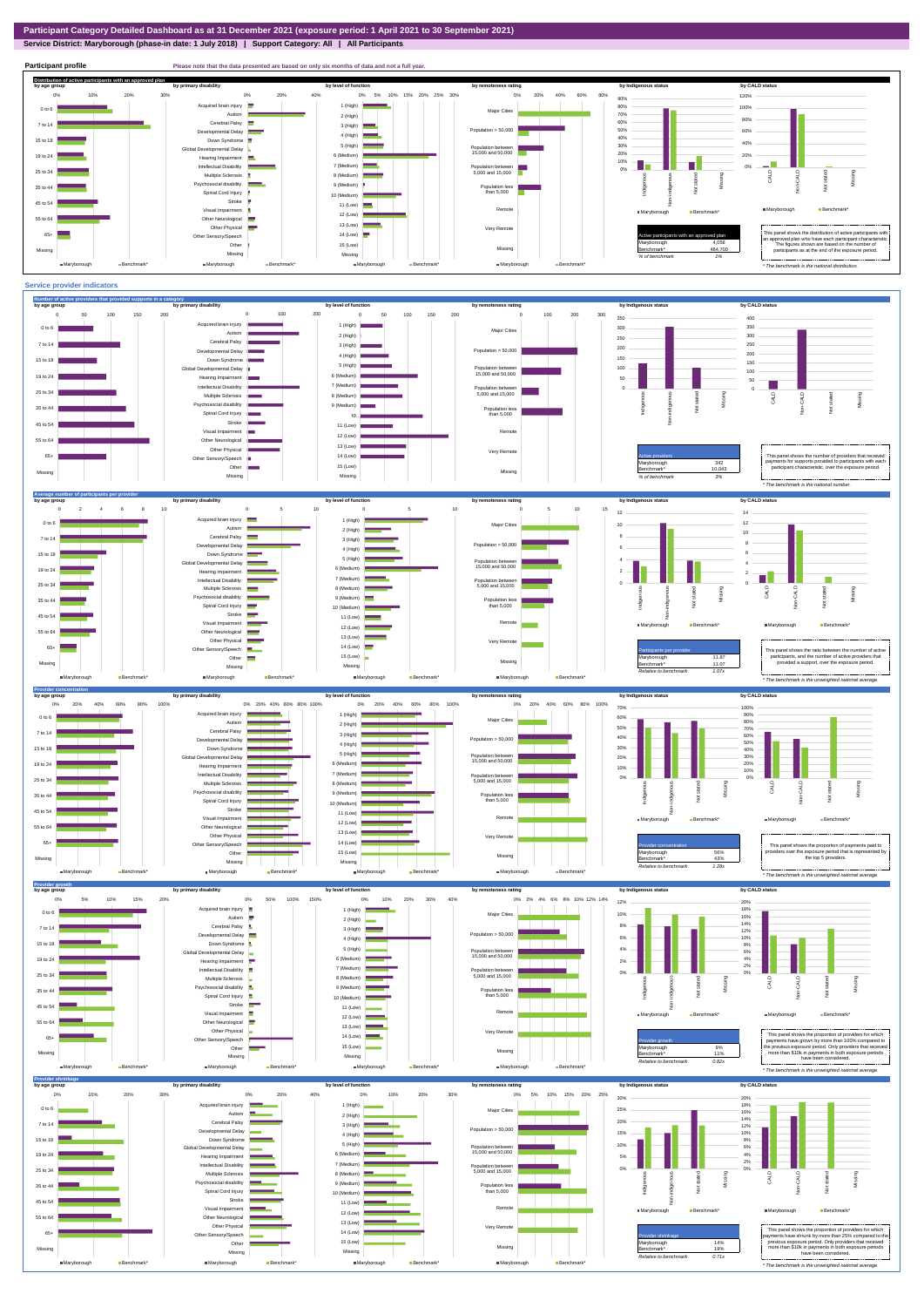# Participant Category Detailed Dashboard as at 31 December 2021 (exposure period: 1 April 2021 to 30 September 2021)

**Service District: Maryborough (phase-in date: 1 July 2018) | Support Category: All | All Participants**

## Participant profile

Please note that the data presented are based on only six months of data and not a full year.

### Distribution of active participants with an approved plan

| Active participants with an approved plan | |
|---|---|
| Maryborough | 4,058 |
| Benchmark* | 484,700 |
| % of benchmark | 1% |

This panel shows the distribution of active participants with an approved plan who have each participant characteristic. The figures shown are based on the number of participants as at the end of the exposure period.

\* The benchmark is the national distribution.

## Service provider indicators

### Number of active providers that provided supports in a category

| Active providers | |
|---|---|
| Maryborough | 342 |
| Benchmark* | 10,043 |
| % of benchmark | 3% |

This panel shows the number of providers that received payments for supports provided to participants with each participant characteristic, over the exposure period.

\* The benchmark is the national number.

### Average number of participants per provider

| Participants per provider | |
|---|---|
| Maryborough | 11.87 |
| Benchmark* | 11.07 |
| Relative to benchmark | 1.07x |

This panel shows the ratio between the number of active participants, and the number of active providers that provided a support, over the exposure period.

\* The benchmark is the unweighted national average.

### Provider concentration

| Provider concentration | |
|---|---|
| Maryborough | 56% |
| Benchmark* | 43% |
| Relative to benchmark | 1.28x |

This panel shows the proportion of payments paid to providers over the exposure period that is represented by the top 5 providers.

\* The benchmark is the unweighted national average.

### Provider growth

| Provider growth | |
|---|---|
| Maryborough | 9% |
| Benchmark* | 11% |
| Relative to benchmark | 0.82x |

This panel shows the proportion of providers for which payments have grown by more than 100% compared to the previous exposure period. Only providers that received more than $10k in payments in both exposure periods have been considered.

\* The benchmark is the unweighted national average.

### Provider shrinkage

| Provider shrinkage | |
|---|---|
| Maryborough | 14% |
| Benchmark* | 19% |
| Relative to benchmark | 0.71x |

This panel shows the proportion of providers for which payments have shrunk by more than 25% compared to the previous exposure period. Only providers that received more than $10k in payments in both exposure periods have been considered.

\* The benchmark is the unweighted national average.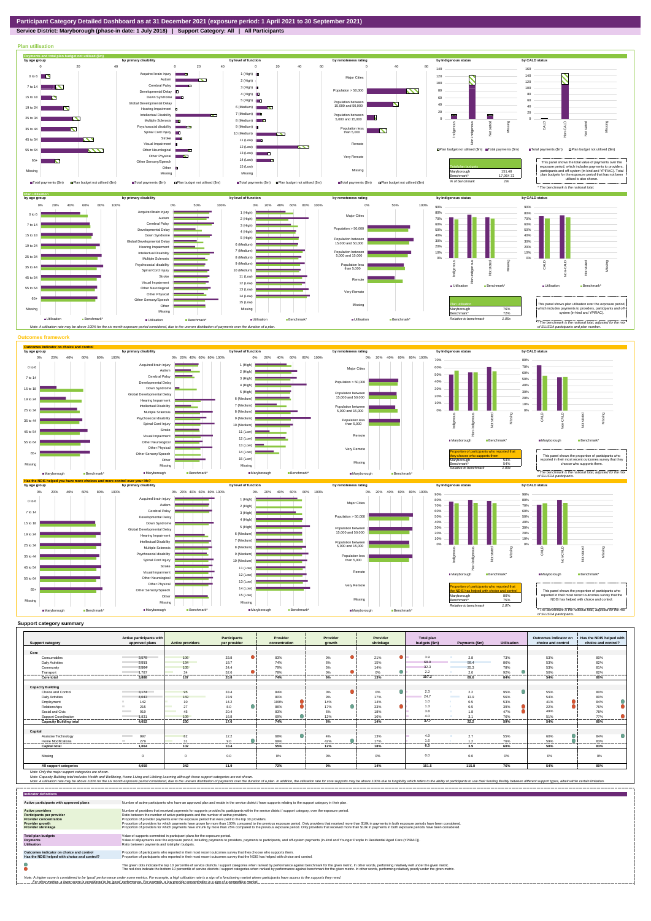**Participant Category Detailed Dashboard as at 31 December 2021 (exposure period: 1 April 2021 to 30 September 2021)**

**Service District: Maryborough (phase-in date: 1 July 2018) | Support Category: All | All Participants**

## Plan utilisation

### Payments and total plan budget not utilised ($m)

| Total plan budgets | |
|---|---|
| Maryborough | 151.48 |
| Benchmark* | 17,064.72 |
| % of benchmark | 1% |

This panel shows the total value of payments over the exposure period, which includes payments to providers, participants and off-system (in-kind and YPIRAC). Total plan budgets for the exposure period that has not been utilised is also shown.

* The benchmark is the national total.

### Plan utilisation

| Plan utilisation | |
|---|---|
| Maryborough | 76% |
| Benchmark* | 72% |
| Relative to benchmark | 1.05x |

This panel shows plan utilisation over the exposure period, which includes payments to providers, participants and off-system (in-kind and YPIRAC).

* The benchmark is the national total, adjusted for the mix of SIL/SDA participants and plan number.

Note: A utilisation rate may be above 100% for the six month exposure period considered, due to the uneven distribution of payments over the duration of a plan.

## Outcomes framework

### Outcomes indicator on choice and control

| Proportion of participants who reported that they choose who supports them | |
|---|---|
| Maryborough | 54% |
| Benchmark* | 54% |
| Relative to benchmark | 1.00x |

This panel shows the proportion of participants who reported in their most recent outcomes survey that they choose who supports them.

* The benchmark is the national total, adjusted for the mix of SIL/SDA participants.

### Has the NDIS helped you have more choices and more control over your life?

| Proportion of participants who reported that the NDIS has helped with choice and control | |
|---|---|
| Maryborough | 80% |
| Benchmark* | 75% |
| Relative to benchmark | 1.07x |

This panel shows the proportion of participants who reported in their most recent outcomes survey that the NDIS has helped with choice and control.

* The benchmark is the national total, adjusted for the mix of SIL/SDA participants.

## Support category summary

| Support category | Active participants with approved plans | Active providers | Participants per provider | Provider concentration | Provider growth | Provider shrinkage | Total plan budgets ($m) | Payments ($m) | Utilisation | Outcomes indicator on choice and control | Has the NDIS helped with choice and control? |
|---|---|---|---|---|---|---|---|---|---|---|---|
| **Core** | | | | | | | | | | | |
| Consumables | 3,578 | 106 | 33.8 | 83% | 0% | 21% | 3.9 | 2.8 | 73% | 53% | 80% |
| Daily Activities | 2,511 | 134 | 18.7 | 74% | 6% | 15% | 68.9 | 59.4 | 86% | 53% | 82% |
| Community | 2,564 | 105 | 24.4 | 79% | 5% | 14% | 32.3 | 25.3 | 78% | 53% | 81% |
| Transport | 1,787 | 34 | 52.6 | 78% | 0% | 0% | 2.2 | 2.0 | 92% | 50% | 82% |
| **Core total** | **3,888** | **187** | **20.8** | **74%** | **6%** | **13%** | **107.2** | **89.6** | **84%** | **54%** | **80%** |
| **Capacity Building** | | | | | | | | | | | |
| Choice and Control | 3,174 | 95 | 33.4 | 84% | 0% | 0% | 2.3 | 2.2 | 95% | 55% | 80% |
| Daily Activities | 4,043 | 169 | 23.9 | 80% | 9% | 17% | 24.7 | 13.9 | 56% | 54% | 80% |
| Employment | 142 | 10 | 14.2 | 100% | 14% | 14% | 1.0 | 0.5 | 53% | 41% | 84% |
| Relationships | 215 | 27 | 8.0 | 86% | 17% | 33% | 1.3 | 0.5 | 39% | 22% | 76% |
| Social and Civic | 919 | 45 | 20.4 | 83% | 6% | 18% | 3.8 | 1.8 | 47% | 49% | 78% |
| Support Coordination | 1,831 | 109 | 16.8 | 69% | 12% | 16% | 4.0 | 3.1 | 76% | 51% | 77% |
| **Capacity Building total** | **4,052** | **230** | **17.6** | **74%** | **6%** | **14%** | **37.7** | **22.2** | **59%** | **54%** | **80%** |
| **Capital** | | | | | | | | | | | |
| Assistive Technology | 997 | 82 | 12.2 | 68% | 4% | 13% | 4.9 | 2.7 | 55% | 60% | 84% |
| Home Modifications | 279 | 31 | 9.0 | 69% | 42% | 17% | 1.6 | 1.2 | 76% | 59% | 83% |
| **Capital total** | **1,064** | **102** | **10.4** | **55%** | **12%** | **18%** | **6.5** | **3.9** | **60%** | **59%** | **83%** |
| Missing | 0 | 0 | 0.0 | 0% | 0% | 0% | 0.0 | 0.0 | 0% | 0% | 0% |
| **All support categories** | **4,058** | **342** | **11.9** | **72%** | **9%** | **14%** | **151.5** | **115.8** | **76%** | **54%** | **80%** |

Note: Only the major support categories are shown.

Note: Capacity Building total includes Health and Wellbeing, Home Living and Lifelong Learning although these support categories are not shown.

Note: A utilisation rate may be above 100% for the six month exposure period considered, due to the uneven distribution of payments over the duration of a plan. In addition, the utilisation rate for core supports may be above 100% due to fungibility which refers to the ability of participants to use their funding flexibly between different support types, albeit within certain limitations.

## Indicator definitions

| Indicator | Definition |
|---|---|
| Active participants with approved plans | Number of active participants who have an approved plan and reside in the service district / have supports relating to the support category in their plan. |
| Active providers | Number of providers that received payments for supports provided to participants within the service district / support category, over the exposure period. |
| Participants per provider | Ratio between the number of active participants and the number of active providers. |
| Provider concentration | Proportion of provider payments over the exposure period that were paid to the top 10 providers. |
| Provider growth | Proportion of providers for which payments have grown by more than 100% compared to the previous exposure period. Only providers that received more than $10k in payments in both exposure periods have been considered. |
| Provider shrinkage | Proportion of providers for which payments have shrunk by more than 25% compared to the previous exposure period. Only providers that received more than $10k in payments in both exposure periods have been considered. |
| Total plan budgets | Value of supports committed in participant plans for the exposure period. |
| Payments | Value of all payments over the exposure period, including payments to providers, payments to participants, and off-system payments (in-kind and Younger People In Residential Aged Care (YPIRAC)). |
| Utilisation | Ratio between payments and total plan budgets. |
| Outcomes indicator on choice and control | Proportion of participants who reported in their most recent outcomes survey that they choose who supports them. |
| Has the NDIS helped with choice and control? | Proportion of participants who reported in their most recent outcomes survey that the NDIS has helped with choice and control. |

The green dots indicate the top 10 percentile of service districts / support categories when ranked by performance against benchmark for the given metric. In other words, performing relatively well under the given metric.

The red dots indicate the bottom 10 percentile of service districts / support categories when ranked by performance against benchmark for the given metric. In other words, performing relatively poorly under the given metric.

Note: A higher score is considered to be 'good' performance under some metrics. For example, a high utilisation rate is a sign of a functioning market where participants have access to the supports they need.
For other metrics, a lower score is considered to be 'good' performance. For example, a low provider concentration is a sign of a competitive market.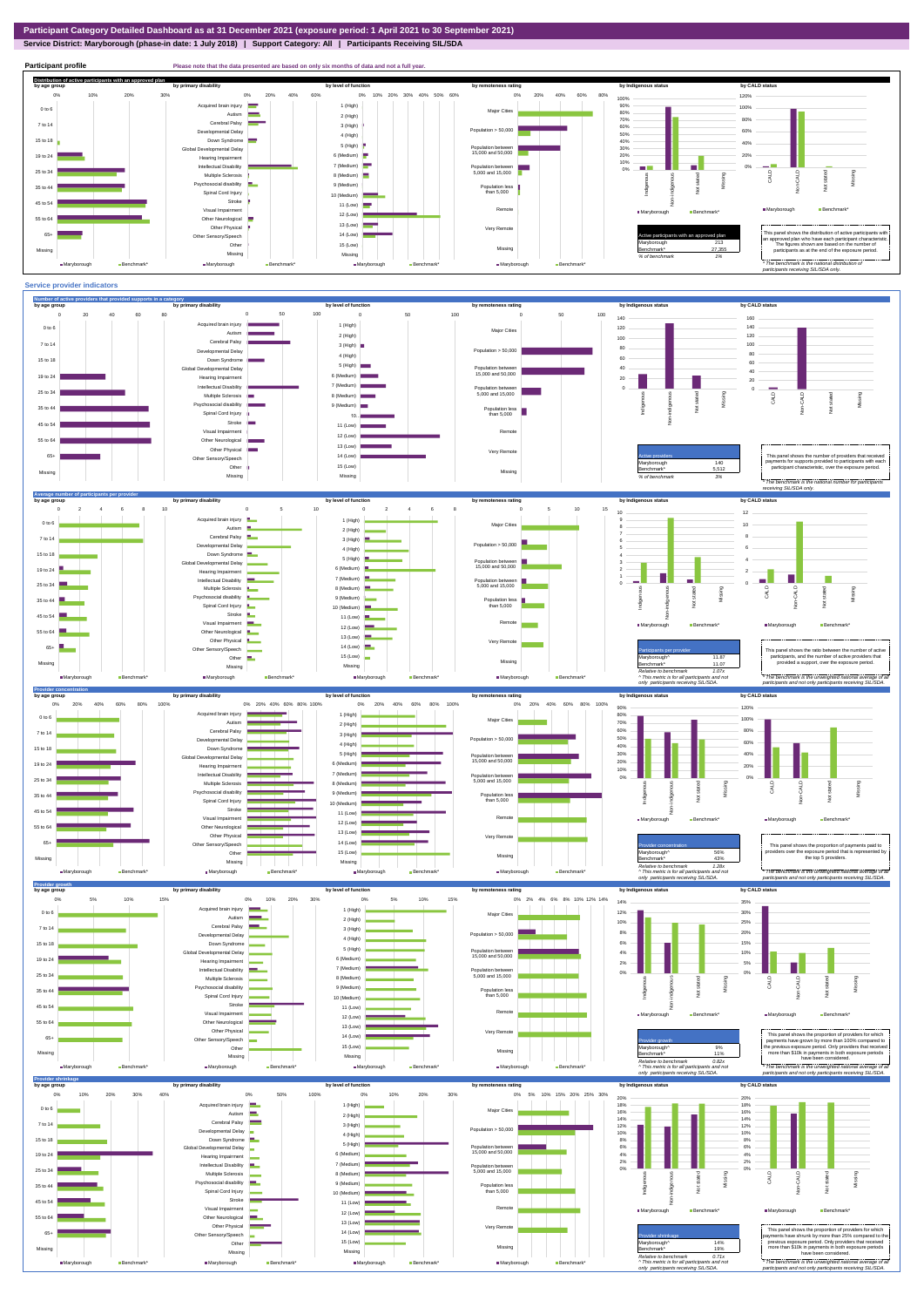# Participant Category Detailed Dashboard as at 31 December 2021 (exposure period: 1 April 2021 to 30 September 2021)

**Service District: Maryborough (phase-in date: 1 July 2018) | Support Category: All | Participants Receiving SIL/SDA**

## Participant profile

Please note that the data presented are based on only six months of data and not a full year.

### Distribution of active participants with an approved plan

| Active participants with an approved plan | |
|---|---|
| Maryborough | 213 |
| Benchmark* | 27,355 |
| % of benchmark | 1% |

This panel shows the distribution of active participants with an approved plan who have each participant characteristic. The figures shown are based on the number of participants as at the end of the exposure period.

\* The benchmark is the national distribution of participants receiving SIL/SDA only.

## Service provider indicators

### Number of active providers that provided supports in a category

| Active providers | |
|---|---|
| Maryborough | 140 |
| Benchmark* | 5,512 |
| % of benchmark | 3% |

This panel shows the number of providers that received payments for supports provided to participants with each participant characteristic, over the exposure period.

\* The benchmark is the national number for participants receiving SIL/SDA only.

### Average number of participants per provider

| Participants per provider | |
|---|---|
| Maryborough^ | 11.87 |
| Benchmark* | 11.07 |
| Relative to benchmark | 1.07x |

^ This metric is for all participants and not only participants receiving SIL/SDA.

This panel shows the ratio between the number of active participants, and the number of active providers that provided a support, over the exposure period.

\* The benchmark is the unweighted national average of all participants and not only participants receiving SIL/SDA.

### Provider concentration

| Provider concentration | |
|---|---|
| Maryborough^ | 56% |
| Benchmark* | 43% |
| Relative to benchmark | 1.28x |

^ This metric is for all participants and not only participants receiving SIL/SDA.

This panel shows the proportion of payments paid to providers over the exposure period that is represented by the top 5 providers.

\* The benchmark is the unweighted national average of all participants and not only participants receiving SIL/SDA.

### Provider growth

| Provider growth | |
|---|---|
| Maryborough^ | 9% |
| Benchmark* | 11% |
| Relative to benchmark | 0.82x |

^ This metric is for all participants and not only participants receiving SIL/SDA.

This panel shows the proportion of providers for which payments have grown by more than 100% compared to the previous exposure period. Only providers that received more than $10k in payments in both exposure periods have been considered.

\* The benchmark is the unweighted national average of all participants and not only participants receiving SIL/SDA.

### Provider shrinkage

| Provider shrinkage | |
|---|---|
| Maryborough^ | 14% |
| Benchmark* | 19% |
| Relative to benchmark | 0.71x |

^ This metric is for all participants and not only participants receiving SIL/SDA.

This panel shows the proportion of providers for which payments have shrunk by more than 25% compared to the previous exposure period. Only providers that received more than $10k in payments in both exposure periods have been considered.

\* The benchmark is the unweighted national average of all participants and not only participants receiving SIL/SDA.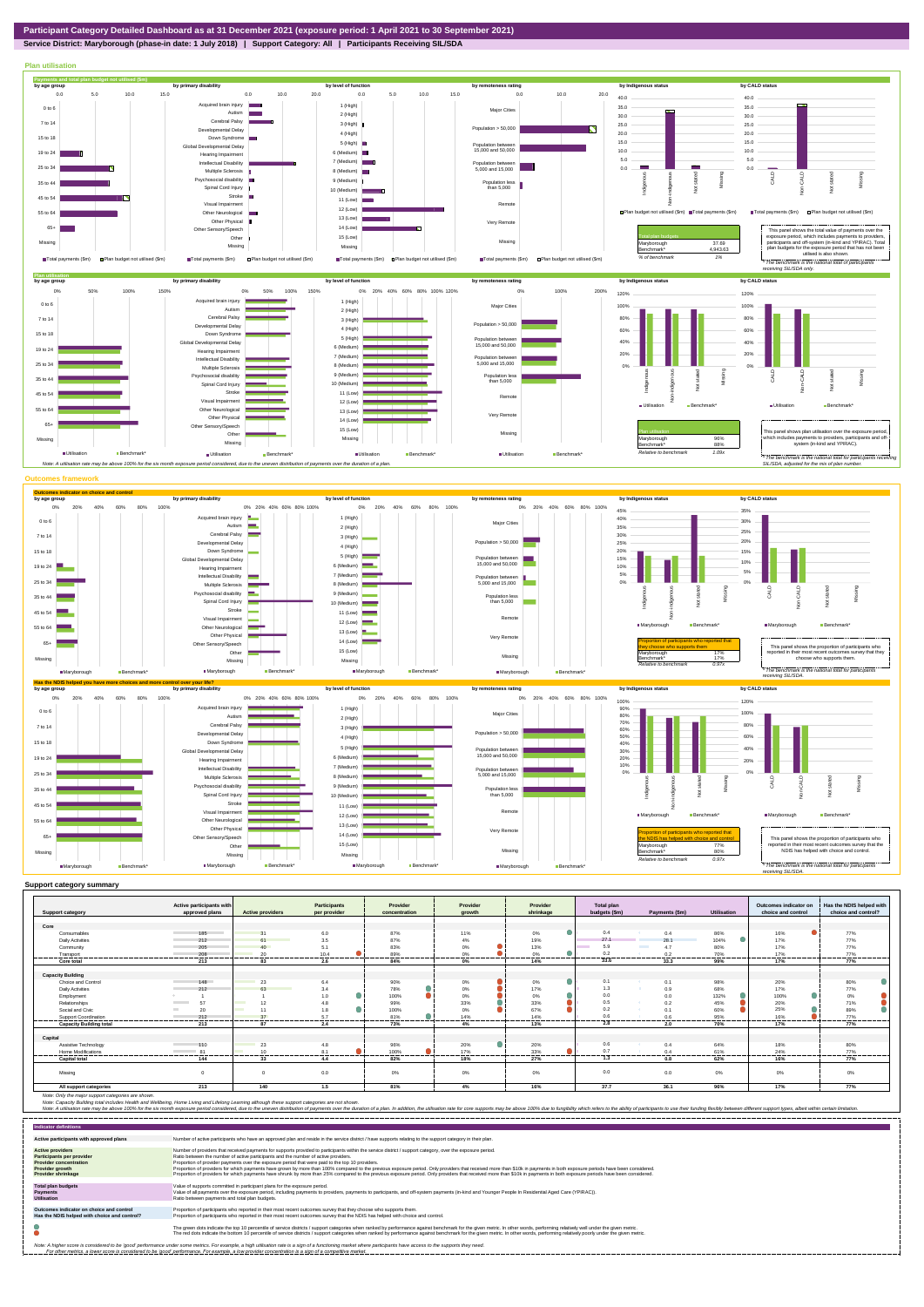# Participant Category Detailed Dashboard as at 31 December 2021 (exposure period: 1 April 2021 to 30 September 2021)

**Service District: Maryborough (phase-in date: 1 July 2018) | Support Category: All | Participants Receiving SIL/SDA**

## Plan utilisation

### Payments and total plan budget not utilised ($m)

| Total plan budgets | |
|---|---|
| Maryborough | 37.69 |
| Benchmark* | 4,943.63 |
| % of benchmark | 1% |

This panel shows the total value of payments over the exposure period, which includes payments to providers, participants and off-system (in-kind and YPIRAC). Total plan budgets for the exposure period that has not been utilised is also shown.

*The benchmark is the national total for participants receiving SIL/SDA only.

### Plan utilisation

| Plan utilisation | |
|---|---|
| Maryborough | 96% |
| Benchmark* | 88% |
| Relative to benchmark | 1.09x |

This panel shows plan utilisation over the exposure period, which includes payments to providers, participants and off-system (in-kind and YPIRAC).

*The benchmark is the national total for participants receiving SIL/SDA, adjusted for the mix of plan number.

Note: A utilisation rate may be above 100% for the six month exposure period considered, due to the uneven distribution of payments over the duration of a plan.

## Outcomes framework

### Outcomes indicator on choice and control

| Proportion of participants who reported that they choose who supports them | |
|---|---|
| Maryborough | 17% |
| Benchmark* | 17% |
| Relative to benchmark | 0.97x |

This panel shows the proportion of participants who reported in their most recent outcomes survey that they choose who supports them.

*The benchmark is the national total for participants receiving SIL/SDA.

### Has the NDIS helped you have more choices and more control over your life?

| Proportion of participants who reported that the NDIS has helped with choice and control | |
|---|---|
| Maryborough | 77% |
| Benchmark* | 80% |
| Relative to benchmark | 0.97x |

This panel shows the proportion of participants who reported in their most recent outcomes survey that the NDIS has helped with choice and control.

*The benchmark is the national total for participants receiving SIL/SDA.

## Support category summary

| Support category | Active participants with approved plans | Active providers | Participants per provider | Provider concentration | Provider growth | Provider shrinkage | Total plan budgets ($m) | Payments ($m) | Utilisation | Outcomes indicator on choice and control | Has the NDIS helped with choice and control? |
|---|---|---|---|---|---|---|---|---|---|---|---|
| **Core** | | | | | | | | | | | |
| Consumables | 185 | 31 | 6.0 | 87% | 11% | 0% | 0.4 | 0.4 | 86% | 16% | 77% |
| Daily Activities | 212 | 61 | 3.5 | 87% | 4% | 19% | 27.1 | 28.1 | 104% | 17% | 77% |
| Community | 205 | 40 | 5.1 | 83% | 0% | 13% | 5.9 | 4.7 | 80% | 17% | 77% |
| Transport | 208 | 20 | 10.4 | 89% | 0% | 0% | 0.2 | 0.2 | 70% | 17% | 77% |
| **Core total** | **213** | **83** | **2.6** | **84%** | **0%** | **14%** | **33.6** | **33.3** | **99%** | **17%** | **77%** |
| **Capacity Building** | | | | | | | | | | | |
| Choice and Control | 148 | 23 | 6.4 | 90% | 0% | 0% | 0.1 | 0.1 | 98% | 20% | 80% |
| Daily Activities | 212 | 63 | 3.4 | 78% | 0% | 17% | 1.3 | 0.9 | 68% | 17% | 77% |
| Employment | 1 | 1 | 1.0 | 100% | 0% | 0% | 0.0 | 0.0 | 132% | 100% | 0% |
| Relationships | 57 | 12 | 4.8 | 99% | 33% | 33% | 0.5 | 0.2 | 45% | 20% | 71% |
| Social and Civic | 20 | 11 | 1.8 | 100% | 0% | 67% | 0.2 | 0.1 | 60% | 25% | 89% |
| Support Coordination | 212 | 37 | 5.7 | 81% | 14% | 14% | 0.6 | 0.6 | 95% | 16% | 77% |
| **Capacity Building total** | **213** | **87** | **2.4** | **73%** | **4%** | **13%** | **2.8** | **2.0** | **70%** | **17%** | **77%** |
| **Capital** | | | | | | | | | | | |
| Assistive Technology | 110 | 23 | 4.8 | 96% | 20% | 20% | 0.6 | 0.4 | 64% | 18% | 80% |
| Home Modifications | 81 | 10 | 8.1 | 100% | 17% | 33% | 0.7 | 0.4 | 61% | 24% | 77% |
| **Capital total** | **144** | **33** | **4.4** | **82%** | **18%** | **27%** | **1.3** | **0.8** | **62%** | **16%** | **77%** |
| Missing | 0 | 0 | 0.0 | 0% | 0% | 0% | 0.0 | 0.0 | 0% | 0% | 0% |
| **All support categories** | **213** | **140** | **1.5** | **81%** | **4%** | **16%** | **37.7** | **36.1** | **96%** | **17%** | **77%** |

Note: Only the major support categories are shown.
Note: Capacity Building total includes Health and Wellbeing, Home Living and Lifelong Learning although these support categories are not shown.
Note: A utilisation rate may be above 100% for the six month exposure period considered, due to the uneven distribution of payments over the duration of a plan. In addition, the utilisation rate for core supports may be above 100% due to fungibility which refers to the ability of participants to use their funding flexibly between different support types, albeit within certain limitation.

## Indicator definitions

| | |
|---|---|
| **Active participants with approved plans** | Number of active participants who have an approved plan and reside in the service district / have supports relating to the support category in their plan. |
| **Active providers** | Number of providers that received payments for supports provided to participants within the service district / support category, over the exposure period. |
| **Participants per provider** | Ratio between the number of active participants and the number of active providers. |
| **Provider concentration** | Proportion of provider payments over the exposure period that were paid to the top 10 providers. |
| **Provider growth** | Proportion of providers for which payments have grown by more than 100% compared to the previous exposure period. Only providers that received more than $10k in payments in both exposure periods have been considered. |
| **Provider shrinkage** | Proportion of providers for which payments have shrunk by more than 25% compared to the previous exposure period. Only providers that received more than $10k in payments in both exposure periods have been considered. |
| **Total plan budgets** | Value of supports committed in participant plans for the exposure period. |
| **Payments** | Value of all payments over the exposure period, including payments to providers, payments to participants, and off-system payments (in-kind and Younger People In Residential Aged Care (YPIRAC)). |
| **Utilisation** | Ratio between payments and total plan budgets. |
| **Outcomes indicator on choice and control** | Proportion of participants who reported in their most recent outcomes survey that they choose who supports them. |
| **Has the NDIS helped with choice and control?** | Proportion of participants who reported in their most recent outcomes survey that the NDIS has helped with choice and control. |

The green dots indicate the top 10 percentile of service districts / support categories when ranked by performance against benchmark for the given metric. In other words, performing relatively well under the given metric.
The red dots indicate the bottom 10 percentile of service districts / support categories when ranked by performance against benchmark for the given metric. In other words, performing relatively poorly under the given metric.

Note: A higher score is considered to be 'good' performance under some metrics. For example, a high utilisation rate is a sign of a functioning market where participants have access to the supports they need.
For other metrics, a lower score is considered to be 'good' performance. For example, a low provider concentration is a sign of a competitive market.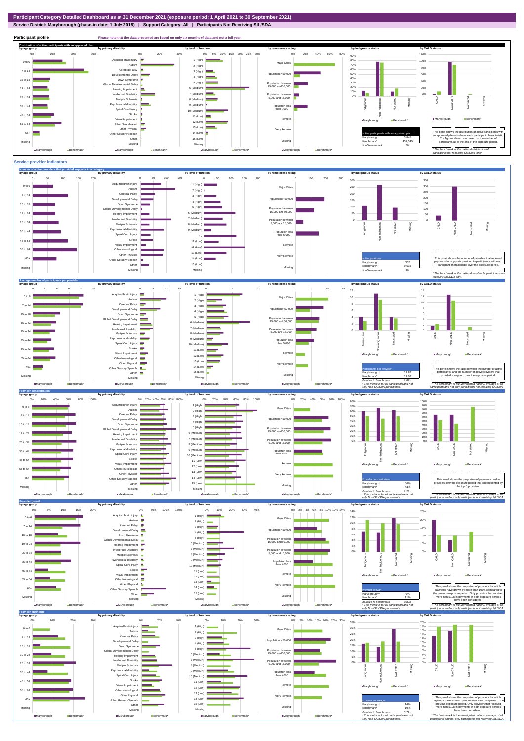# Participant Category Detailed Dashboard as at 31 December 2021 (exposure period: 1 April 2021 to 30 September 2021)

**Service District: Maryborough (phase-in date: 1 July 2018) | Support Category: All | Participants Not Receiving SIL/SDA**

## Participant profile

Please note that the data presented are based on only six months of data and not a full year.

### Distribution of active participants with an approved plan

| Active participants with an approved plan | |
|---|---|
| Maryborough | 3,845 |
| Benchmark* | 457,345 |
| % of benchmark | 1% |

This panel shows the distribution of active participants with an approved plan who have each participant characteristic. The figures shown are based on the number of participants as at the end of the exposure period.

* The benchmark is the national distribution of participants not receiving SIL/SDA only.

## Service provider indicators

### Number of active providers that provided supports in a category

| Active providers | |
|---|---|
| Maryborough | 302 |
| Benchmark* | 9,615 |
| % of benchmark | 3% |

This panel shows the number of providers that received payments for supports provided to participants with each participant characteristic, over the exposure period.

* The benchmark is the national number for participants not receiving SIL/SDA only.

### Average number of participants per provider

| Participants per provider | |
|---|---|
| Maryborough^ | 11.87 |
| Benchmark* | 11.07 |
| Relative to benchmark | 1.07x |

^ This metric is for all participants and not only Non-SIL/SDA participants.

This panel shows the ratio between the number of active participants, and the number of active providers that provided a support, over the exposure period.

* The benchmark is the national unweighted average of all participants and not only participants not receiving SIL/SDA.

### Provider concentration

| Provider concentration | |
|---|---|
| Maryborough^ | 56% |
| Benchmark* | 43% |
| Relative to benchmark | 1.28x |

^ This metric is for all participants and not only Non-SIL/SDA participants.

This panel shows the proportion of payments paid to providers over the exposure period that is represented by the top 5 providers.

* The benchmark is the national unweighted average of all participants and not only participants not receiving SIL/SDA.

### Provider growth

| Provider growth | |
|---|---|
| Maryborough^ | 9% |
| Benchmark* | 11% |
| Relative to benchmark | 0.82x |

^ This metric is for all participants and not only Non-SIL/SDA participants.

This panel shows the proportion of providers for which payments have grown by more than 100% compared to the previous exposure period. Only providers that received more than $10k in payments in both exposure periods have been considered.

* The benchmark is the national unweighted average of all participants and not only participants not receiving SIL/SDA.

### Provider shrinkage

| Provider shrinkage | |
|---|---|
| Maryborough^ | 14% |
| Benchmark* | 19% |
| Relative to benchmark | 0.71x |

^ This metric is for all participants and not only Non-SIL/SDA participants.

This panel shows the proportion of providers for which payments have shrunk by more than 25% compared to the previous exposure period. Only providers that received more than $10k in payments in both exposure periods have been considered.

* The benchmark is the national unweighted average of all participants and not only participants not receiving SIL/SDA.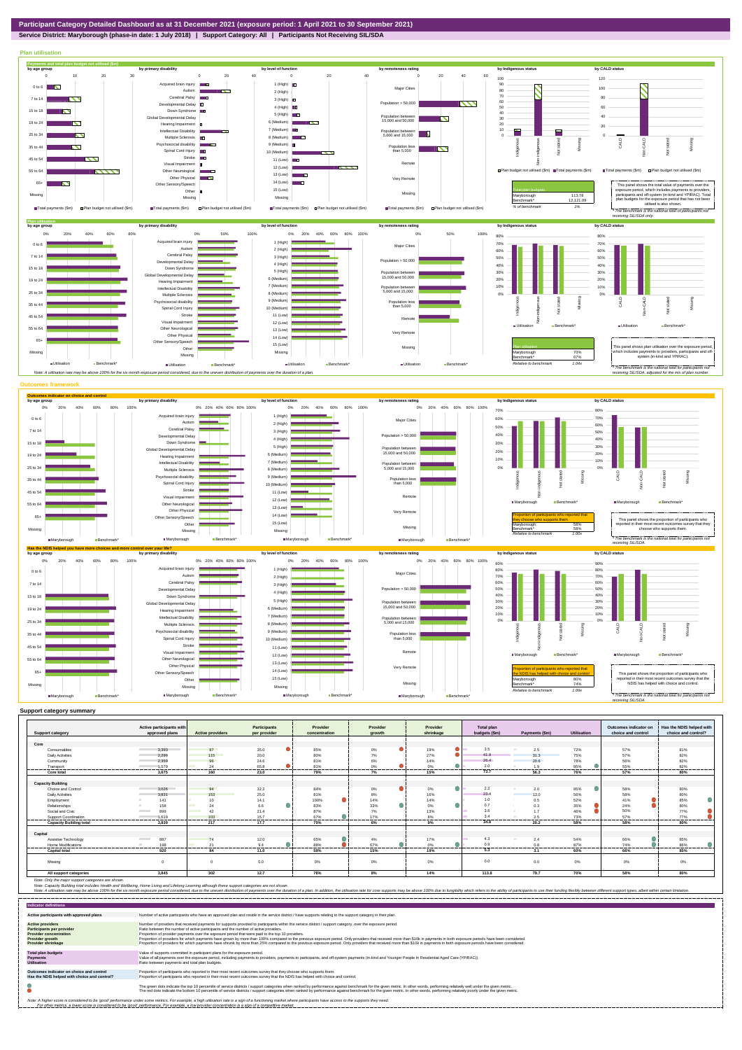**Participant Category Detailed Dashboard as at 31 December 2021 (exposure period: 1 April 2021 to 30 September 2021)**

**Service District: Maryborough (phase-in date: 1 July 2018) | Support Category: All | Participants Not Receiving SIL/SDA**

## Plan utilisation

Payments and total plan budget not utilised ($m)

by age group | by primary disability | by level of function | by remoteness rating | by Indigenous status | by CALD status

Total payments ($m) | Plan budget not utilised ($m)

Total plan budgets
Maryborough 113.78
Benchmark* 12,121.09
% of benchmark 1%

This panel shows the total value of payments over the exposure period, which includes payments to providers, participants and off-system (in-kind and YPIRAC). Total plan budgets for the exposure period that has not been utilised is also shown.

*The benchmark is the national total for participants not receiving SIL/SDA only.

Plan utilisation

Utilisation | Benchmark*

Plan utilisation
Maryborough 70%
Benchmark* 67%
Relative to benchmark 1.04x

This panel shows plan utilisation over the exposure period, which includes payments to providers, participants and off-system (in-kind and YPIRAC).

*The benchmark is the national total for participants not receiving SIL/SDA, adjusted for the mix of plan number.

Note: A utilisation rate may be above 100% for the six month exposure period considered, due to the uneven distribution of payments over the duration of a plan.

## Outcomes framework

Outcomes indicator on choice and control

Maryborough | Benchmark*

Proportion of participants who reported that they choose who supports them
Maryborough 58%
Benchmark* 58%
Relative to benchmark 1.00x

This panel shows the proportion of participants who reported in their most recent outcomes survey that they choose who supports them.

*The benchmark is the national total for participants not receiving SIL/SDA.

Has the NDIS helped you have more choices and more control over your life?

Maryborough | Benchmark*

Proportion of participants who reported that the NDIS has helped with choice and control
Maryborough 80%
Benchmark* 74%
Relative to benchmark 1.09x

This panel shows the proportion of participants who reported in their most recent outcomes survey that the NDIS has helped with choice and control.

*The benchmark is the national total for participants not receiving SIL/SDA.

## Support category summary

| Support category | Active participants with approved plans | Active providers | Participants per provider | Provider concentration | Provider growth | Provider shrinkage | Total plan budgets ($m) | Payments ($m) | Utilisation | Outcomes indicator on choice and control | Has the NDIS helped with choice and control? |
|---|---|---|---|---|---|---|---|---|---|---|---|
| **Core** | | | | | | | | | | | |
| Consumables | 3,393 | 97 | 35.0 | 85% | 0% | 19% | 3.5 | 2.5 | 72% | 57% | 81% |
| Daily Activities | 2,299 | 115 | 20.0 | 80% | 7% | 27% | 41.9 | 31.3 | 75% | 57% | 82% |
| Community | 2,359 | 96 | 24.6 | 81% | 6% | 14% | 26.4 | 20.6 | 78% | 56% | 82% |
| Transport | 1,579 | 24 | 65.8 | 81% | 0% | 0% | 2.0 | 1.9 | 95% | 55% | 82% |
| **Core total** | **3,675** | **160** | **23.0** | **79%** | **7%** | **15%** | **73.7** | **56.3** | **76%** | **57%** | **80%** |
| **Capacity Building** | | | | | | | | | | | |
| Choice and Control | 3,026 | 94 | 32.2 | 84% | 0% | 0% | 2.2 | 2.0 | 95% | 58% | 80% |
| Daily Activities | 3,831 | 153 | 25.0 | 81% | 8% | 16% | 23.4 | 13.0 | 56% | 58% | 80% |
| Employment | 141 | 10 | 14.1 | 100% | 14% | 14% | 1.0 | 0.5 | 52% | 41% | 85% |
| Relationships | 158 | 24 | 6.6 | 83% | 33% | 0% | 0.7 | 0.3 | 35% | 24% | 80% |
| Social and Civic | 899 | 42 | 21.4 | 87% | 7% | 13% | 3.6 | 1.7 | 46% | 50% | 77% |
| Support Coordination | 1,619 | 103 | 15.7 | 67% | 17% | 6% | 3.4 | 2.5 | 73% | 57% | 77% |
| **Capacity Building total** | **3,839** | **217** | **17.7** | **75%** | **6%** | **9%** | **34.8** | **20.2** | **58%** | **58%** | **80%** |
| **Capital** | | | | | | | | | | | |
| Assistive Technology | 887 | 74 | 12.0 | 65% | 4% | 17% | 4.3 | 2.4 | 54% | 66% | 85% |
| Home Modifications | 198 | 21 | 9.4 | 88% | 67% | 0% | 0.9 | 0.8 | 87% | 74% | 86% |
| **Capital total** | **928** | **84** | **11.0** | **59%** | **15%** | **19%** | **5.3** | **3.1** | **60%** | **66%** | **85%** |
| Missing | 0 | 0 | 0.0 | 0% | 0% | 0% | 0.0 | 0.0 | 0% | 0% | 0% |
| **All support categories** | **3,845** | **302** | **12.7** | **76%** | **8%** | **14%** | **113.8** | **79.7** | **70%** | **58%** | **80%** |

Note: Only the major support categories are shown.
Note: Capacity Building total includes Health and Wellbeing, Home Living and Lifelong Learning although these support categories are not shown.
Note: A utilisation rate may be above 100% for the six month exposure period considered, due to the uneven distribution of payments over the duration of a plan. In addition, the utilisation rate for core supports may be above 100% due to fungibility which refers to the ability of participants to use their funding flexibly between different support types, albeit within certain limitation.

## Indicator definitions

| | |
|---|---|
| Active participants with approved plans | Number of active participants who have an approved plan and reside in the service district / have supports relating to the support category in their plan. |
| Active providers | Number of providers that received payments for supports provided to participants within the service district / support category, over the exposure period. |
| Participants per provider | Ratio between the number of active participants and the number of active providers. |
| Provider concentration | Proportion of provider payments over the exposure period that were paid to the top 10 providers. |
| Provider growth | Proportion of providers for which payments have grown by more than 100% compared to the previous exposure period. Only providers that received more than $10k in payments in both exposure periods have been considered. |
| Provider shrinkage | Proportion of providers for which payments have shrunk by more than 25% compared to the previous exposure period. Only providers that received more than $10k in payments in both exposure periods have been considered. |
| Total plan budgets | Value of supports committed in participant plans for the exposure period. |
| Payments | Value of all payments over the exposure period, including payments to providers, payments to participants, and off-system payments (in-kind and Younger People In Residential Aged Care (YPIRAC)). |
| Utilisation | Ratio between payments and total plan budgets. |
| Outcomes indicator on choice and control | Proportion of participants who reported in their most recent outcomes survey that they choose who supports them. |
| Has the NDIS helped with choice and control? | Proportion of participants who reported in their most recent outcomes survey that the NDIS has helped with choice and control. |

The green dots indicate the top 10 percentile of service districts / support categories when ranked by performance against benchmark for the given metric. In other words, performing relatively well under the given metric.
The red dots indicate the bottom 10 percentile of service districts / support categories when ranked by performance against benchmark for the given metric. In other words, performing relatively poorly under the given metric.

Note: A higher score is considered to be 'good' performance under some metrics. For example, a high utilisation rate is a sign of a functioning market where participants have access to the supports they need.
For other metrics, a lower score is considered to be 'good' performance. For example, a low provider concentration is a sign of a competitive market.